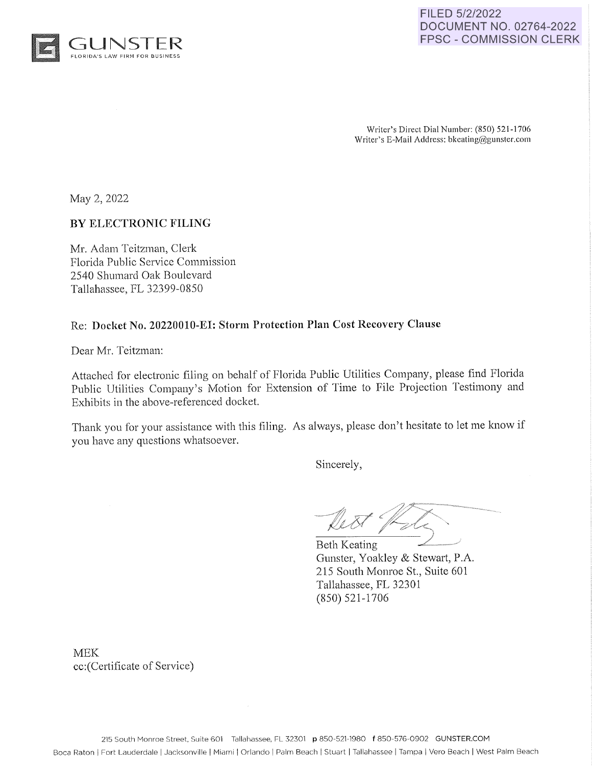FILED 5/2/2022
DOCUMENT NO. 02764-2022
FPSC - COMMISSION CLERK

GUNSTER
FLORIDA'S LAW FIRM FOR BUSINESS

Writer's Direct Dial Number: (850) 521-1706
Writer's E-Mail Address: bkeating@gunster.com

May 2, 2022

**BY ELECTRONIC FILING**

Mr. Adam Teitzman, Clerk
Florida Public Service Commission
2540 Shumard Oak Boulevard
Tallahassee, FL 32399-0850

Re: **Docket No. 20220010-EI: Storm Protection Plan Cost Recovery Clause**

Dear Mr. Teitzman:

Attached for electronic filing on behalf of Florida Public Utilities Company, please find Florida Public Utilities Company's Motion for Extension of Time to File Projection Testimony and Exhibits in the above-referenced docket.

Thank you for your assistance with this filing. As always, please don't hesitate to let me know if you have any questions whatsoever.

Sincerely,

Beth Keating
Gunster, Yoakley & Stewart, P.A.
215 South Monroe St., Suite 601
Tallahassee, FL 32301
(850) 521-1706

MEK
cc:(Certificate of Service)

215 South Monroe Street, Suite 601 Tallahassee, FL 32301 p 850-521-1980 f 850-576-0902 GUNSTER.COM
Boca Raton | Fort Lauderdale | Jacksonville | Miami | Orlando | Palm Beach | Stuart | Tallahassee | Tampa | Vero Beach | West Palm Beach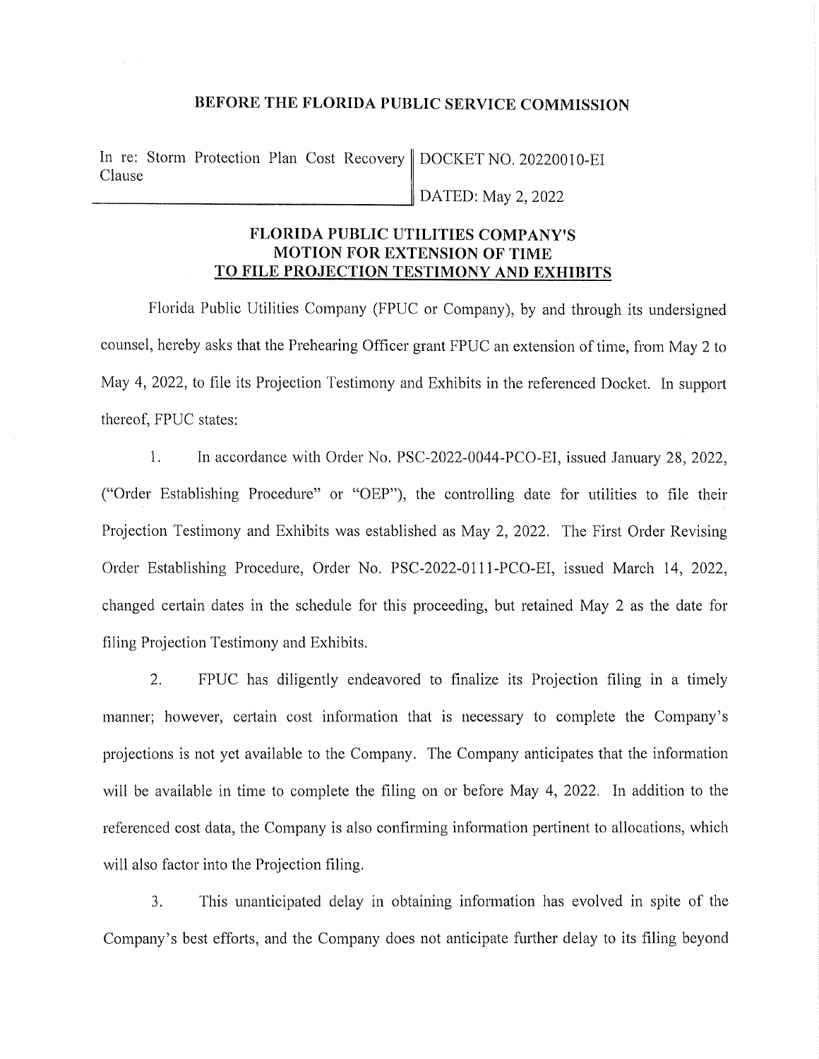**BEFORE THE FLORIDA PUBLIC SERVICE COMMISSION**

| In re: Storm Protection Plan Cost Recovery Clause | DOCKET NO. 20220010-EI |
| --- | --- |
| | DATED: May 2, 2022 |

**FLORIDA PUBLIC UTILITIES COMPANY'S MOTION FOR EXTENSION OF TIME TO FILE PROJECTION TESTIMONY AND EXHIBITS**

Florida Public Utilities Company (FPUC or Company), by and through its undersigned counsel, hereby asks that the Prehearing Officer grant FPUC an extension of time, from May 2 to May 4, 2022, to file its Projection Testimony and Exhibits in the referenced Docket. In support thereof, FPUC states:

1. In accordance with Order No. PSC-2022-0044-PCO-EI, issued January 28, 2022, ("Order Establishing Procedure" or "OEP"), the controlling date for utilities to file their Projection Testimony and Exhibits was established as May 2, 2022. The First Order Revising Order Establishing Procedure, Order No. PSC-2022-0111-PCO-EI, issued March 14, 2022, changed certain dates in the schedule for this proceeding, but retained May 2 as the date for filing Projection Testimony and Exhibits.

2. FPUC has diligently endeavored to finalize its Projection filing in a timely manner; however, certain cost information that is necessary to complete the Company's projections is not yet available to the Company. The Company anticipates that the information will be available in time to complete the filing on or before May 4, 2022. In addition to the referenced cost data, the Company is also confirming information pertinent to allocations, which will also factor into the Projection filing.

3. This unanticipated delay in obtaining information has evolved in spite of the Company's best efforts, and the Company does not anticipate further delay to its filing beyond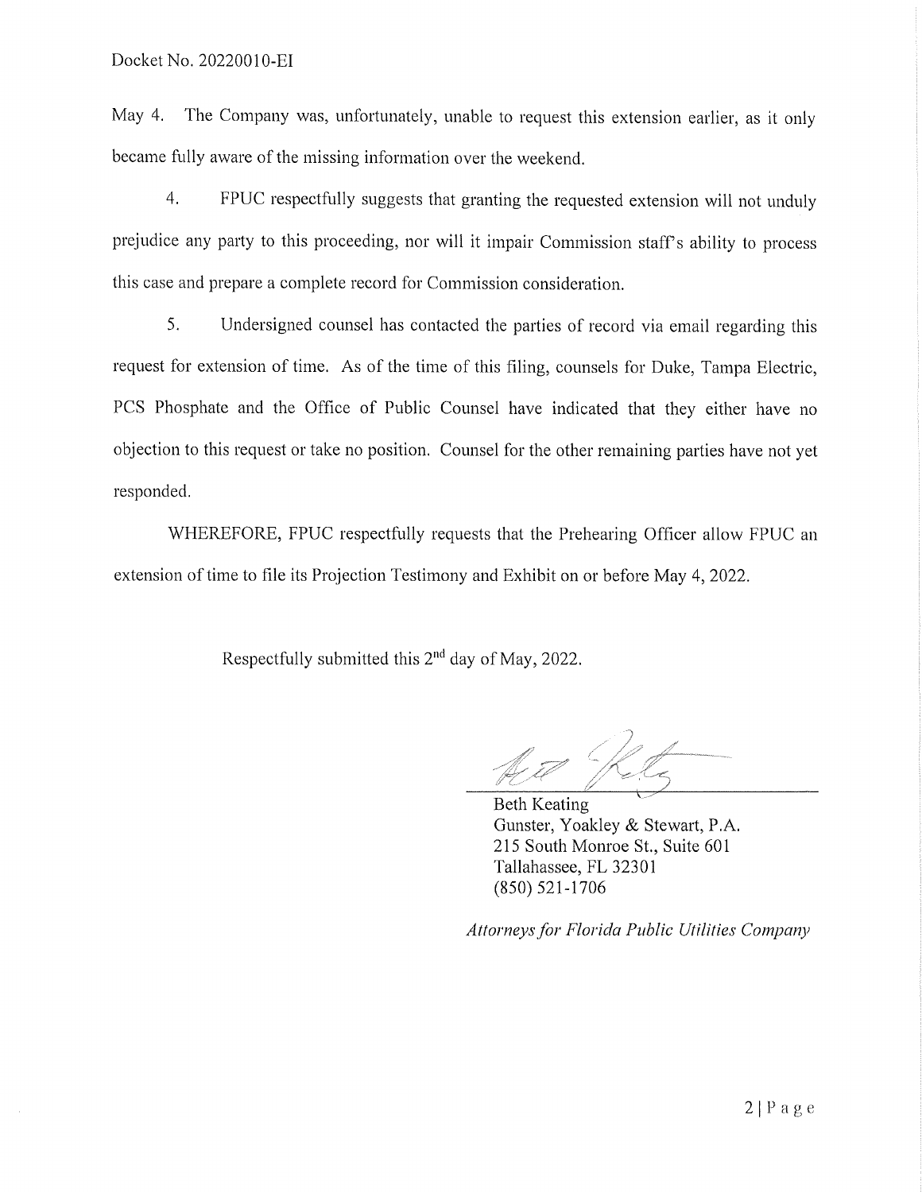May 4. The Company was, unfortunately, unable to request this extension earlier, as it only became fully aware of the missing information over the weekend.

4. FPUC respectfully suggests that granting the requested extension will not unduly prejudice any party to this proceeding, nor will it impair Commission staff's ability to process this case and prepare a complete record for Commission consideration.

5. Undersigned counsel has contacted the parties of record via email regarding this request for extension of time. As of the time of this filing, counsels for Duke, Tampa Electric, PCS Phosphate and the Office of Public Counsel have indicated that they either have no objection to this request or take no position. Counsel for the other remaining parties have not yet responded.

WHEREFORE, FPUC respectfully requests that the Prehearing Officer allow FPUC an extension of time to file its Projection Testimony and Exhibit on or before May 4, 2022.

Respectfully submitted this 2nd day of May, 2022.

Beth Keating
Gunster, Yoakley & Stewart, P.A.
215 South Monroe St., Suite 601
Tallahassee, FL 32301
(850) 521-1706

*Attorneys for Florida Public Utilities Company*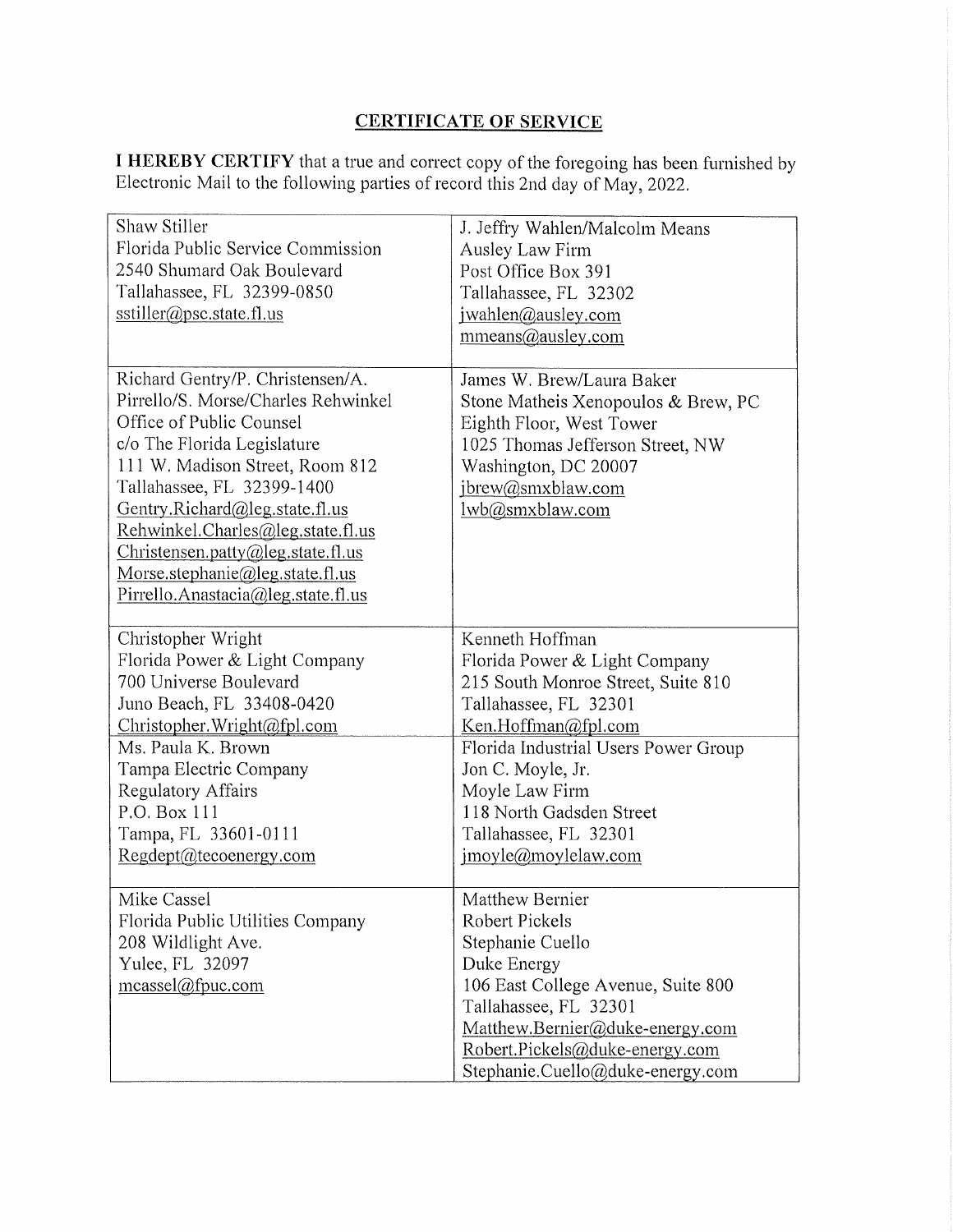## CERTIFICATE OF SERVICE

**I HEREBY CERTIFY** that a true and correct copy of the foregoing has been furnished by Electronic Mail to the following parties of record this 2nd day of May, 2022.

| | |
|---|---|
| Shaw Stiller<br>Florida Public Service Commission<br>2540 Shumard Oak Boulevard<br>Tallahassee, FL 32399-0850<br>sstiller@psc.state.fl.us | J. Jeffry Wahlen/Malcolm Means<br>Ausley Law Firm<br>Post Office Box 391<br>Tallahassee, FL 32302<br>jwahlen@ausley.com<br>mmeans@ausley.com |
| Richard Gentry/P. Christensen/A. Pirrello/S. Morse/Charles Rehwinkel<br>Office of Public Counsel<br>c/o The Florida Legislature<br>111 W. Madison Street, Room 812<br>Tallahassee, FL 32399-1400<br>Gentry.Richard@leg.state.fl.us<br>Rehwinkel.Charles@leg.state.fl.us<br>Christensen.patty@leg.state.fl.us<br>Morse.stephanie@leg.state.fl.us<br>Pirrello.Anastacia@leg.state.fl.us | James W. Brew/Laura Baker<br>Stone Matheis Xenopoulos & Brew, PC<br>Eighth Floor, West Tower<br>1025 Thomas Jefferson Street, NW<br>Washington, DC 20007<br>jbrew@smxblaw.com<br>lwb@smxblaw.com |
| Christopher Wright<br>Florida Power & Light Company<br>700 Universe Boulevard<br>Juno Beach, FL 33408-0420<br>Christopher.Wright@fpl.com | Kenneth Hoffman<br>Florida Power & Light Company<br>215 South Monroe Street, Suite 810<br>Tallahassee, FL 32301<br>Ken.Hoffman@fpl.com |
| Ms. Paula K. Brown<br>Tampa Electric Company<br>Regulatory Affairs<br>P.O. Box 111<br>Tampa, FL 33601-0111<br>Regdept@tecoenergy.com | Florida Industrial Users Power Group<br>Jon C. Moyle, Jr.<br>Moyle Law Firm<br>118 North Gadsden Street<br>Tallahassee, FL 32301<br>jmoyle@moylelaw.com |
| Mike Cassel<br>Florida Public Utilities Company<br>208 Wildlight Ave.<br>Yulee, FL 32097<br>mcassel@fpuc.com | Matthew Bernier<br>Robert Pickels<br>Stephanie Cuello<br>Duke Energy<br>106 East College Avenue, Suite 800<br>Tallahassee, FL 32301<br>Matthew.Bernier@duke-energy.com<br>Robert.Pickels@duke-energy.com<br>Stephanie.Cuello@duke-energy.com |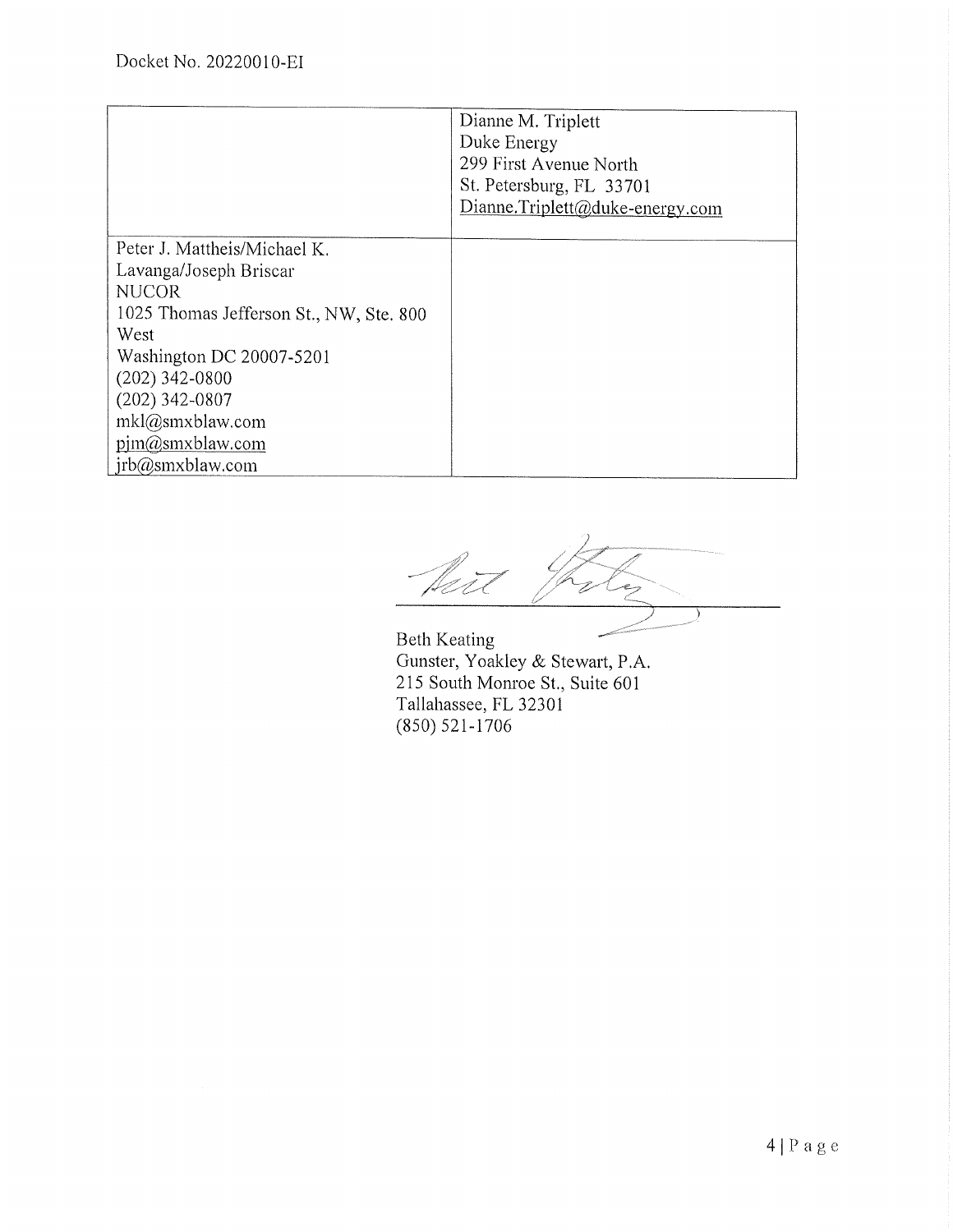| | |
|---|---|
| | Dianne M. Triplett<br>Duke Energy<br>299 First Avenue North<br>St. Petersburg, FL 33701<br>Dianne.Triplett@duke-energy.com |
| Peter J. Mattheis/Michael K. Lavanga/Joseph Briscar<br>NUCOR<br>1025 Thomas Jefferson St., NW, Ste. 800 West<br>Washington DC 20007-5201<br>(202) 342-0800<br>(202) 342-0807<br>mkl@smxblaw.com<br>pjm@smxblaw.com<br>jrb@smxblaw.com | |

Beth Keating
Gunster, Yoakley & Stewart, P.A.
215 South Monroe St., Suite 601
Tallahassee, FL 32301
(850) 521-1706